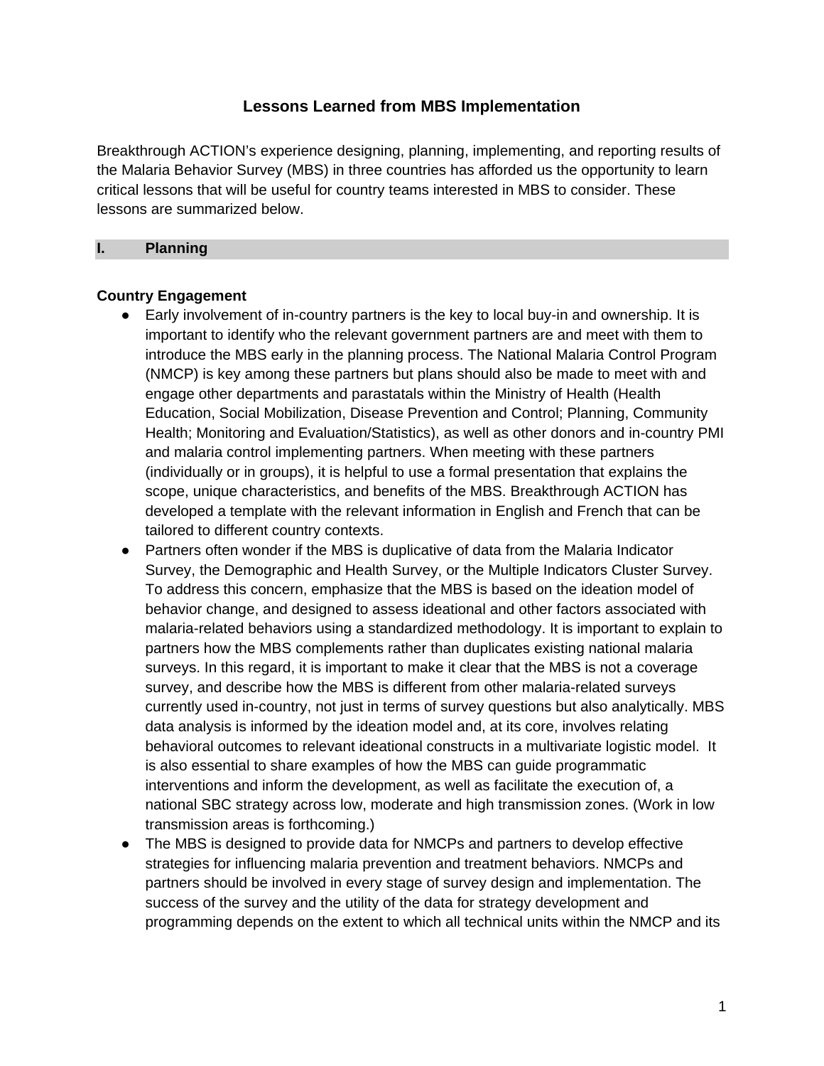# Lessons Learned from MBS Implementation

Breakthrough ACTION's experience designing, planning, implementing, and reporting results of the Malaria Behavior Survey (MBS) in three countries has afforded us the opportunity to learn critical lessons that will be useful for country teams interested in MBS to consider. These lessons are summarized below.

## I. Planning

### Country Engagement

- Early involvement of in-country partners is the key to local buy-in and ownership. It is important to identify who the relevant government partners are and meet with them to introduce the MBS early in the planning process. The National Malaria Control Program (NMCP) is key among these partners but plans should also be made to meet with and engage other departments and parastatals within the Ministry of Health (Health Education, Social Mobilization, Disease Prevention and Control; Planning, Community Health; Monitoring and Evaluation/Statistics), as well as other donors and in-country PMI and malaria control implementing partners. When meeting with these partners (individually or in groups), it is helpful to use a formal presentation that explains the scope, unique characteristics, and benefits of the MBS. Breakthrough ACTION has developed a template with the relevant information in English and French that can be tailored to different country contexts.
- Partners often wonder if the MBS is duplicative of data from the Malaria Indicator Survey, the Demographic and Health Survey, or the Multiple Indicators Cluster Survey. To address this concern, emphasize that the MBS is based on the ideation model of behavior change, and designed to assess ideational and other factors associated with malaria-related behaviors using a standardized methodology. It is important to explain to partners how the MBS complements rather than duplicates existing national malaria surveys. In this regard, it is important to make it clear that the MBS is not a coverage survey, and describe how the MBS is different from other malaria-related surveys currently used in-country, not just in terms of survey questions but also analytically. MBS data analysis is informed by the ideation model and, at its core, involves relating behavioral outcomes to relevant ideational constructs in a multivariate logistic model. It is also essential to share examples of how the MBS can guide programmatic interventions and inform the development, as well as facilitate the execution of, a national SBC strategy across low, moderate and high transmission zones. (Work in low transmission areas is forthcoming.)
- The MBS is designed to provide data for NMCPs and partners to develop effective strategies for influencing malaria prevention and treatment behaviors. NMCPs and partners should be involved in every stage of survey design and implementation. The success of the survey and the utility of the data for strategy development and programming depends on the extent to which all technical units within the NMCP and its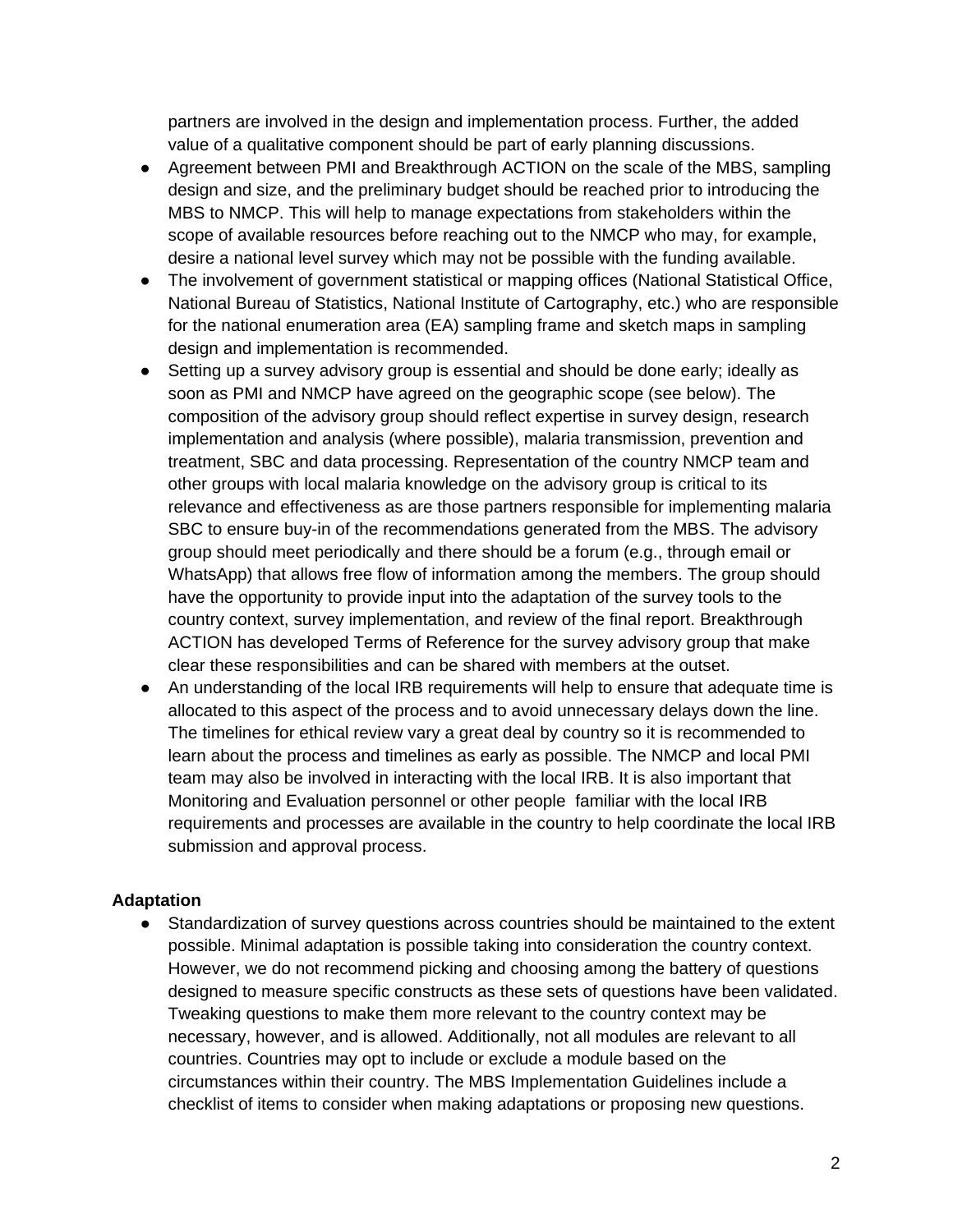partners are involved in the design and implementation process. Further, the added value of a qualitative component should be part of early planning discussions.

- Agreement between PMI and Breakthrough ACTION on the scale of the MBS, sampling design and size, and the preliminary budget should be reached prior to introducing the MBS to NMCP. This will help to manage expectations from stakeholders within the scope of available resources before reaching out to the NMCP who may, for example, desire a national level survey which may not be possible with the funding available.
- The involvement of government statistical or mapping offices (National Statistical Office, National Bureau of Statistics, National Institute of Cartography, etc.) who are responsible for the national enumeration area (EA) sampling frame and sketch maps in sampling design and implementation is recommended.
- Setting up a survey advisory group is essential and should be done early; ideally as soon as PMI and NMCP have agreed on the geographic scope (see below). The composition of the advisory group should reflect expertise in survey design, research implementation and analysis (where possible), malaria transmission, prevention and treatment, SBC and data processing. Representation of the country NMCP team and other groups with local malaria knowledge on the advisory group is critical to its relevance and effectiveness as are those partners responsible for implementing malaria SBC to ensure buy-in of the recommendations generated from the MBS. The advisory group should meet periodically and there should be a forum (e.g., through email or WhatsApp) that allows free flow of information among the members. The group should have the opportunity to provide input into the adaptation of the survey tools to the country context, survey implementation, and review of the final report. Breakthrough ACTION has developed Terms of Reference for the survey advisory group that make clear these responsibilities and can be shared with members at the outset.
- An understanding of the local IRB requirements will help to ensure that adequate time is allocated to this aspect of the process and to avoid unnecessary delays down the line. The timelines for ethical review vary a great deal by country so it is recommended to learn about the process and timelines as early as possible. The NMCP and local PMI team may also be involved in interacting with the local IRB. It is also important that Monitoring and Evaluation personnel or other people familiar with the local IRB requirements and processes are available in the country to help coordinate the local IRB submission and approval process.

**Adaptation**

- Standardization of survey questions across countries should be maintained to the extent possible. Minimal adaptation is possible taking into consideration the country context. However, we do not recommend picking and choosing among the battery of questions designed to measure specific constructs as these sets of questions have been validated. Tweaking questions to make them more relevant to the country context may be necessary, however, and is allowed. Additionally, not all modules are relevant to all countries. Countries may opt to include or exclude a module based on the circumstances within their country. The MBS Implementation Guidelines include a checklist of items to consider when making adaptations or proposing new questions.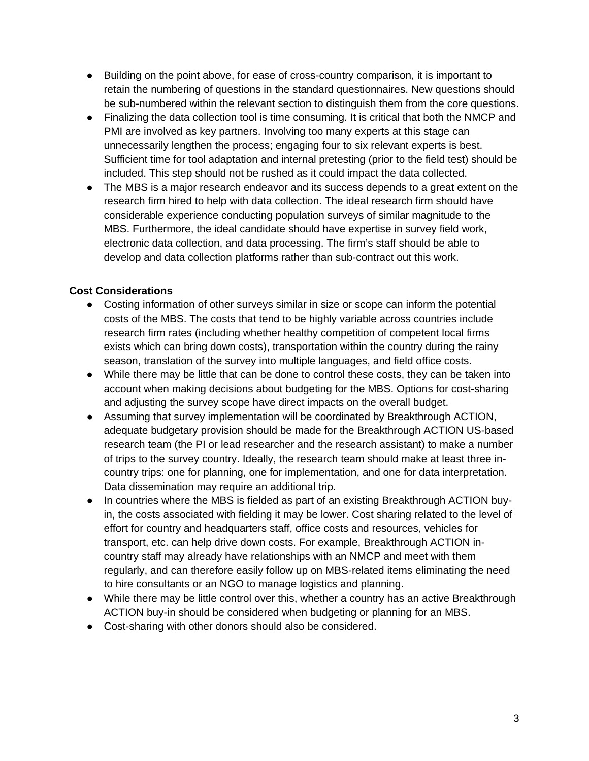- Building on the point above, for ease of cross-country comparison, it is important to retain the numbering of questions in the standard questionnaires. New questions should be sub-numbered within the relevant section to distinguish them from the core questions.
- Finalizing the data collection tool is time consuming. It is critical that both the NMCP and PMI are involved as key partners. Involving too many experts at this stage can unnecessarily lengthen the process; engaging four to six relevant experts is best. Sufficient time for tool adaptation and internal pretesting (prior to the field test) should be included. This step should not be rushed as it could impact the data collected.
- The MBS is a major research endeavor and its success depends to a great extent on the research firm hired to help with data collection. The ideal research firm should have considerable experience conducting population surveys of similar magnitude to the MBS. Furthermore, the ideal candidate should have expertise in survey field work, electronic data collection, and data processing. The firm's staff should be able to develop and data collection platforms rather than sub-contract out this work.

**Cost Considerations**

- Costing information of other surveys similar in size or scope can inform the potential costs of the MBS. The costs that tend to be highly variable across countries include research firm rates (including whether healthy competition of competent local firms exists which can bring down costs), transportation within the country during the rainy season, translation of the survey into multiple languages, and field office costs.
- While there may be little that can be done to control these costs, they can be taken into account when making decisions about budgeting for the MBS. Options for cost-sharing and adjusting the survey scope have direct impacts on the overall budget.
- Assuming that survey implementation will be coordinated by Breakthrough ACTION, adequate budgetary provision should be made for the Breakthrough ACTION US-based research team (the PI or lead researcher and the research assistant) to make a number of trips to the survey country. Ideally, the research team should make at least three in-country trips: one for planning, one for implementation, and one for data interpretation. Data dissemination may require an additional trip.
- In countries where the MBS is fielded as part of an existing Breakthrough ACTION buy-in, the costs associated with fielding it may be lower. Cost sharing related to the level of effort for country and headquarters staff, office costs and resources, vehicles for transport, etc. can help drive down costs. For example, Breakthrough ACTION in-country staff may already have relationships with an NMCP and meet with them regularly, and can therefore easily follow up on MBS-related items eliminating the need to hire consultants or an NGO to manage logistics and planning.
- While there may be little control over this, whether a country has an active Breakthrough ACTION buy-in should be considered when budgeting or planning for an MBS.
- Cost-sharing with other donors should also be considered.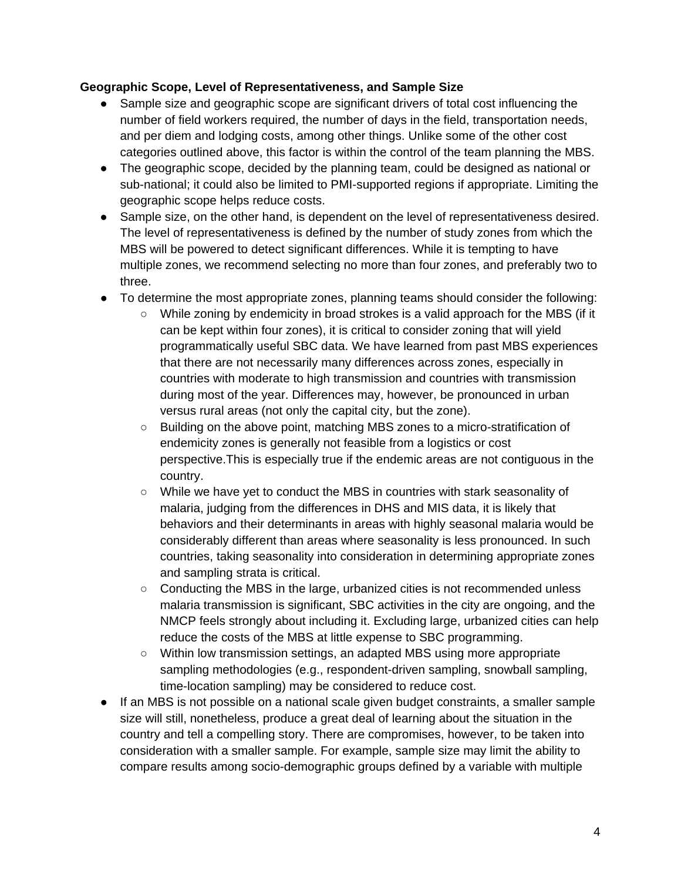**Geographic Scope, Level of Representativeness, and Sample Size**

- Sample size and geographic scope are significant drivers of total cost influencing the number of field workers required, the number of days in the field, transportation needs, and per diem and lodging costs, among other things. Unlike some of the other cost categories outlined above, this factor is within the control of the team planning the MBS.
- The geographic scope, decided by the planning team, could be designed as national or sub-national; it could also be limited to PMI-supported regions if appropriate. Limiting the geographic scope helps reduce costs.
- Sample size, on the other hand, is dependent on the level of representativeness desired. The level of representativeness is defined by the number of study zones from which the MBS will be powered to detect significant differences. While it is tempting to have multiple zones, we recommend selecting no more than four zones, and preferably two to three.
- To determine the most appropriate zones, planning teams should consider the following:
  - While zoning by endemicity in broad strokes is a valid approach for the MBS (if it can be kept within four zones), it is critical to consider zoning that will yield programmatically useful SBC data. We have learned from past MBS experiences that there are not necessarily many differences across zones, especially in countries with moderate to high transmission and countries with transmission during most of the year. Differences may, however, be pronounced in urban versus rural areas (not only the capital city, but the zone).
  - Building on the above point, matching MBS zones to a micro-stratification of endemicity zones is generally not feasible from a logistics or cost perspective.This is especially true if the endemic areas are not contiguous in the country.
  - While we have yet to conduct the MBS in countries with stark seasonality of malaria, judging from the differences in DHS and MIS data, it is likely that behaviors and their determinants in areas with highly seasonal malaria would be considerably different than areas where seasonality is less pronounced. In such countries, taking seasonality into consideration in determining appropriate zones and sampling strata is critical.
  - Conducting the MBS in the large, urbanized cities is not recommended unless malaria transmission is significant, SBC activities in the city are ongoing, and the NMCP feels strongly about including it. Excluding large, urbanized cities can help reduce the costs of the MBS at little expense to SBC programming.
  - Within low transmission settings, an adapted MBS using more appropriate sampling methodologies (e.g., respondent-driven sampling, snowball sampling, time-location sampling) may be considered to reduce cost.
- If an MBS is not possible on a national scale given budget constraints, a smaller sample size will still, nonetheless, produce a great deal of learning about the situation in the country and tell a compelling story. There are compromises, however, to be taken into consideration with a smaller sample. For example, sample size may limit the ability to compare results among socio-demographic groups defined by a variable with multiple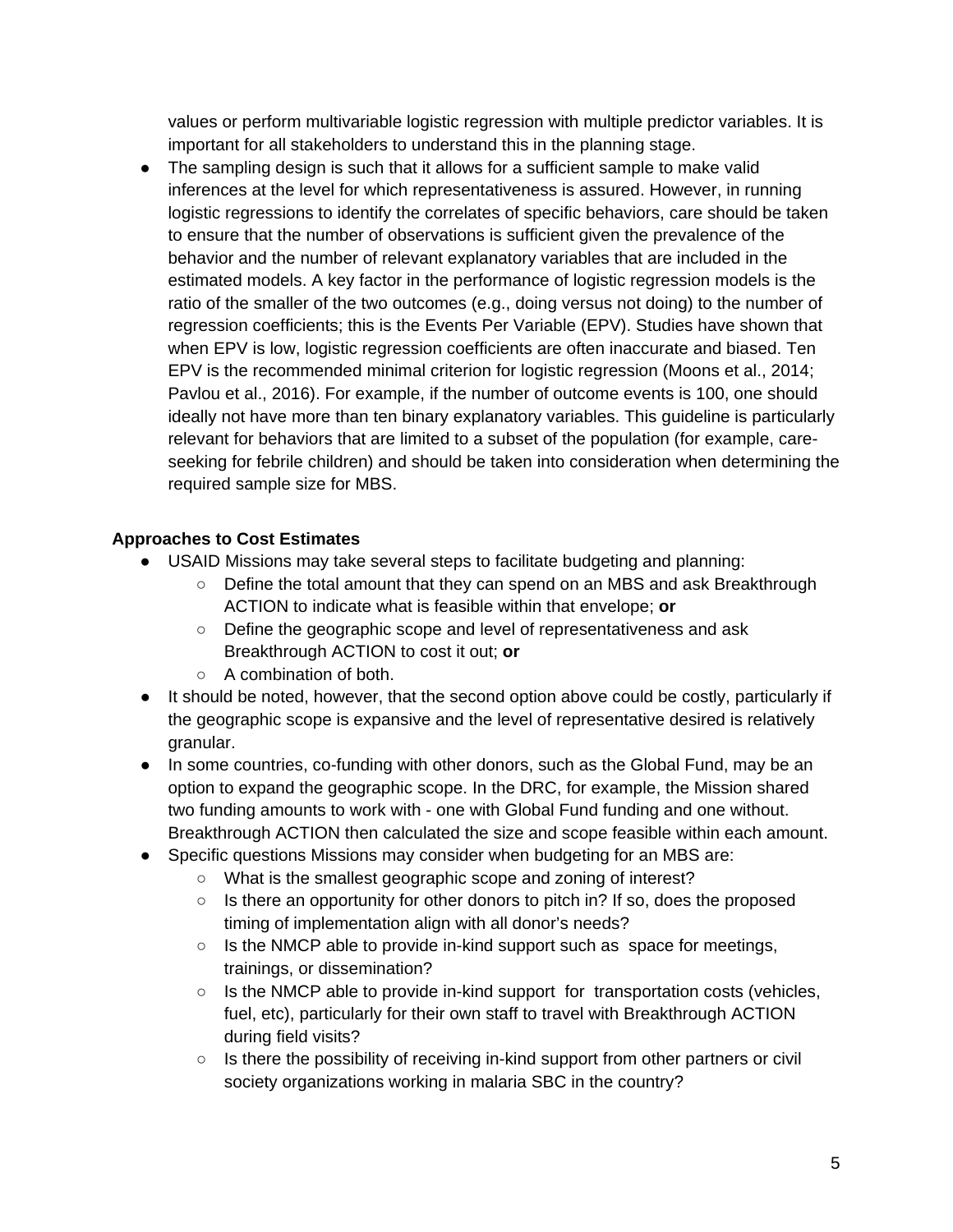values or perform multivariable logistic regression with multiple predictor variables. It is important for all stakeholders to understand this in the planning stage.

- The sampling design is such that it allows for a sufficient sample to make valid inferences at the level for which representativeness is assured. However, in running logistic regressions to identify the correlates of specific behaviors, care should be taken to ensure that the number of observations is sufficient given the prevalence of the behavior and the number of relevant explanatory variables that are included in the estimated models. A key factor in the performance of logistic regression models is the ratio of the smaller of the two outcomes (e.g., doing versus not doing) to the number of regression coefficients; this is the Events Per Variable (EPV). Studies have shown that when EPV is low, logistic regression coefficients are often inaccurate and biased. Ten EPV is the recommended minimal criterion for logistic regression (Moons et al., 2014; Pavlou et al., 2016). For example, if the number of outcome events is 100, one should ideally not have more than ten binary explanatory variables. This guideline is particularly relevant for behaviors that are limited to a subset of the population (for example, care-seeking for febrile children) and should be taken into consideration when determining the required sample size for MBS.

**Approaches to Cost Estimates**

- USAID Missions may take several steps to facilitate budgeting and planning:
  - Define the total amount that they can spend on an MBS and ask Breakthrough ACTION to indicate what is feasible within that envelope; **or**
  - Define the geographic scope and level of representativeness and ask Breakthrough ACTION to cost it out; **or**
  - A combination of both.
- It should be noted, however, that the second option above could be costly, particularly if the geographic scope is expansive and the level of representative desired is relatively granular.
- In some countries, co-funding with other donors, such as the Global Fund, may be an option to expand the geographic scope. In the DRC, for example, the Mission shared two funding amounts to work with - one with Global Fund funding and one without. Breakthrough ACTION then calculated the size and scope feasible within each amount.
- Specific questions Missions may consider when budgeting for an MBS are:
  - What is the smallest geographic scope and zoning of interest?
  - Is there an opportunity for other donors to pitch in? If so, does the proposed timing of implementation align with all donor's needs?
  - Is the NMCP able to provide in-kind support such as space for meetings, trainings, or dissemination?
  - Is the NMCP able to provide in-kind support for transportation costs (vehicles, fuel, etc), particularly for their own staff to travel with Breakthrough ACTION during field visits?
  - Is there the possibility of receiving in-kind support from other partners or civil society organizations working in malaria SBC in the country?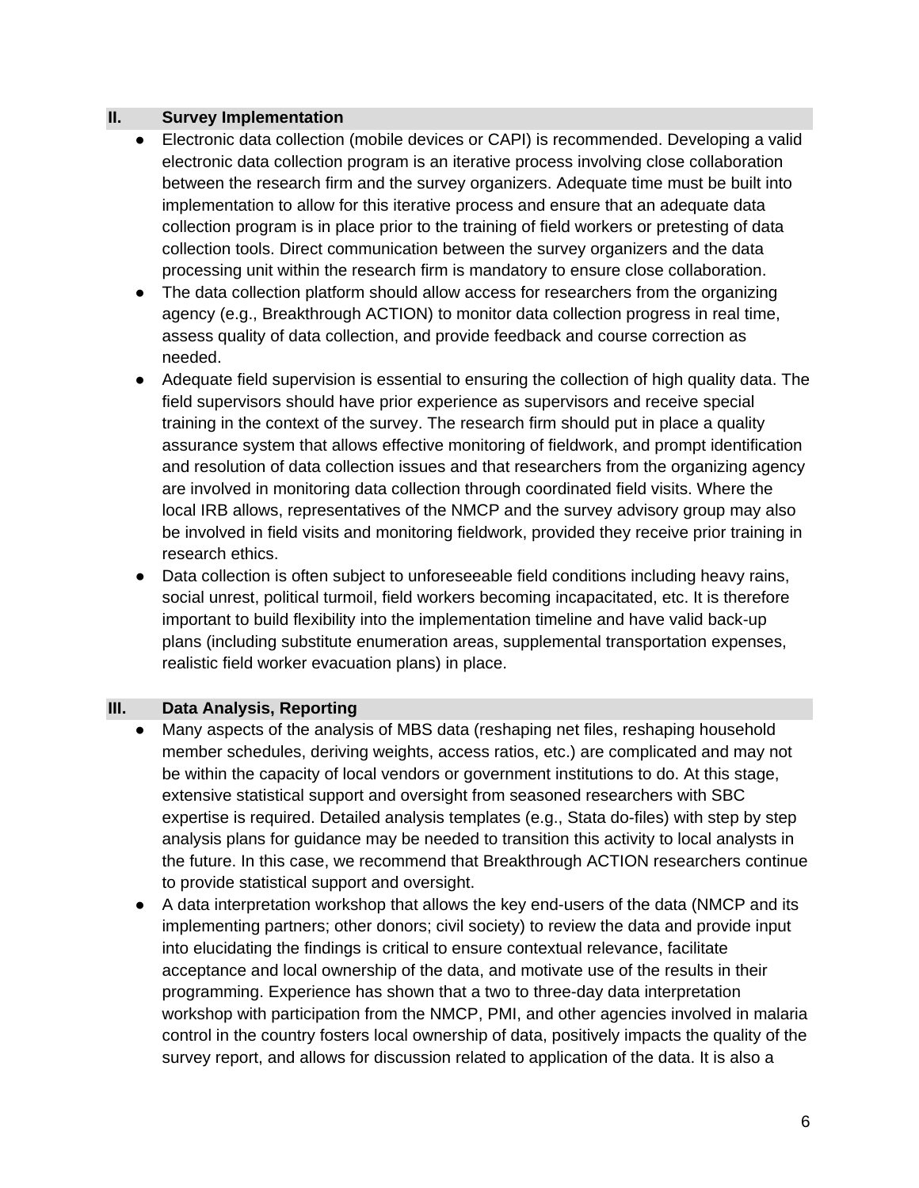## II. Survey Implementation

- Electronic data collection (mobile devices or CAPI) is recommended. Developing a valid electronic data collection program is an iterative process involving close collaboration between the research firm and the survey organizers. Adequate time must be built into implementation to allow for this iterative process and ensure that an adequate data collection program is in place prior to the training of field workers or pretesting of data collection tools. Direct communication between the survey organizers and the data processing unit within the research firm is mandatory to ensure close collaboration.
- The data collection platform should allow access for researchers from the organizing agency (e.g., Breakthrough ACTION) to monitor data collection progress in real time, assess quality of data collection, and provide feedback and course correction as needed.
- Adequate field supervision is essential to ensuring the collection of high quality data. The field supervisors should have prior experience as supervisors and receive special training in the context of the survey. The research firm should put in place a quality assurance system that allows effective monitoring of fieldwork, and prompt identification and resolution of data collection issues and that researchers from the organizing agency are involved in monitoring data collection through coordinated field visits. Where the local IRB allows, representatives of the NMCP and the survey advisory group may also be involved in field visits and monitoring fieldwork, provided they receive prior training in research ethics.
- Data collection is often subject to unforeseeable field conditions including heavy rains, social unrest, political turmoil, field workers becoming incapacitated, etc. It is therefore important to build flexibility into the implementation timeline and have valid back-up plans (including substitute enumeration areas, supplemental transportation expenses, realistic field worker evacuation plans) in place.

## III. Data Analysis, Reporting

- Many aspects of the analysis of MBS data (reshaping net files, reshaping household member schedules, deriving weights, access ratios, etc.) are complicated and may not be within the capacity of local vendors or government institutions to do. At this stage, extensive statistical support and oversight from seasoned researchers with SBC expertise is required. Detailed analysis templates (e.g., Stata do-files) with step by step analysis plans for guidance may be needed to transition this activity to local analysts in the future. In this case, we recommend that Breakthrough ACTION researchers continue to provide statistical support and oversight.
- A data interpretation workshop that allows the key end-users of the data (NMCP and its implementing partners; other donors; civil society) to review the data and provide input into elucidating the findings is critical to ensure contextual relevance, facilitate acceptance and local ownership of the data, and motivate use of the results in their programming. Experience has shown that a two to three-day data interpretation workshop with participation from the NMCP, PMI, and other agencies involved in malaria control in the country fosters local ownership of data, positively impacts the quality of the survey report, and allows for discussion related to application of the data. It is also a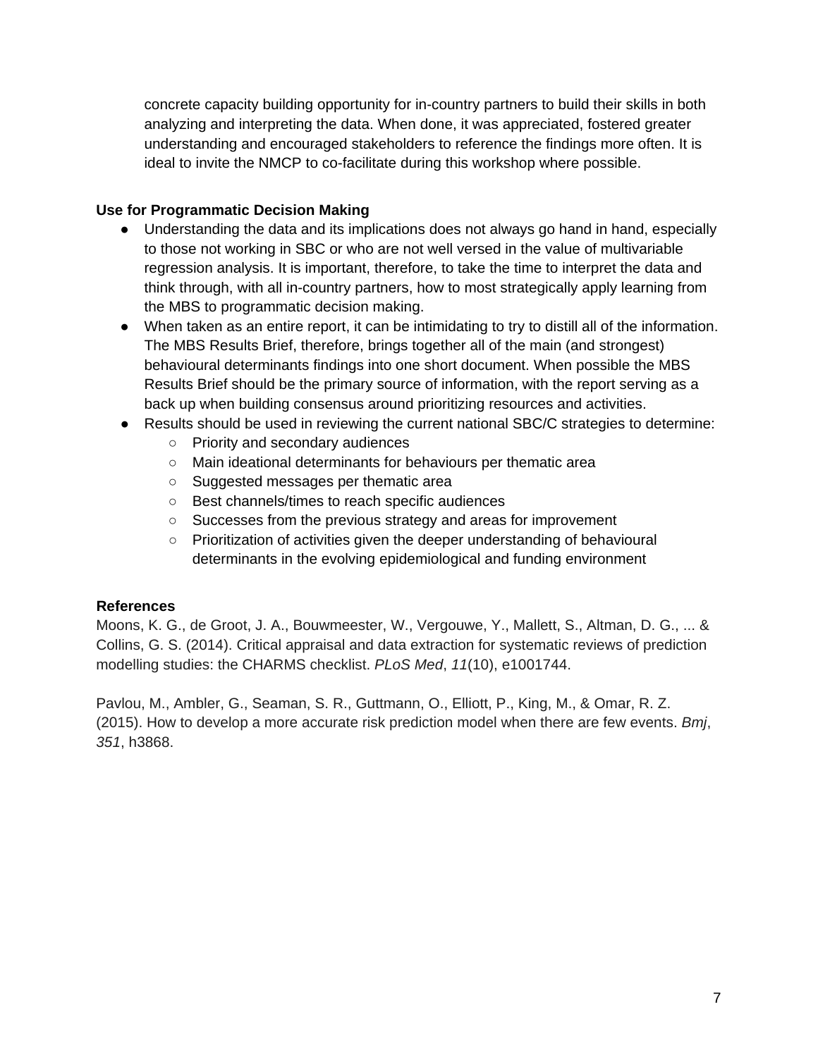concrete capacity building opportunity for in-country partners to build their skills in both analyzing and interpreting the data. When done, it was appreciated, fostered greater understanding and encouraged stakeholders to reference the findings more often. It is ideal to invite the NMCP to co-facilitate during this workshop where possible.

**Use for Programmatic Decision Making**

- Understanding the data and its implications does not always go hand in hand, especially to those not working in SBC or who are not well versed in the value of multivariable regression analysis. It is important, therefore, to take the time to interpret the data and think through, with all in-country partners, how to most strategically apply learning from the MBS to programmatic decision making.
- When taken as an entire report, it can be intimidating to try to distill all of the information. The MBS Results Brief, therefore, brings together all of the main (and strongest) behavioural determinants findings into one short document. When possible the MBS Results Brief should be the primary source of information, with the report serving as a back up when building consensus around prioritizing resources and activities.
- Results should be used in reviewing the current national SBC/C strategies to determine:
  - Priority and secondary audiences
  - Main ideational determinants for behaviours per thematic area
  - Suggested messages per thematic area
  - Best channels/times to reach specific audiences
  - Successes from the previous strategy and areas for improvement
  - Prioritization of activities given the deeper understanding of behavioural determinants in the evolving epidemiological and funding environment

**References**

Moons, K. G., de Groot, J. A., Bouwmeester, W., Vergouwe, Y., Mallett, S., Altman, D. G., ... & Collins, G. S. (2014). Critical appraisal and data extraction for systematic reviews of prediction modelling studies: the CHARMS checklist. *PLoS Med*, *11*(10), e1001744.

Pavlou, M., Ambler, G., Seaman, S. R., Guttmann, O., Elliott, P., King, M., & Omar, R. Z. (2015). How to develop a more accurate risk prediction model when there are few events. *Bmj*, *351*, h3868.